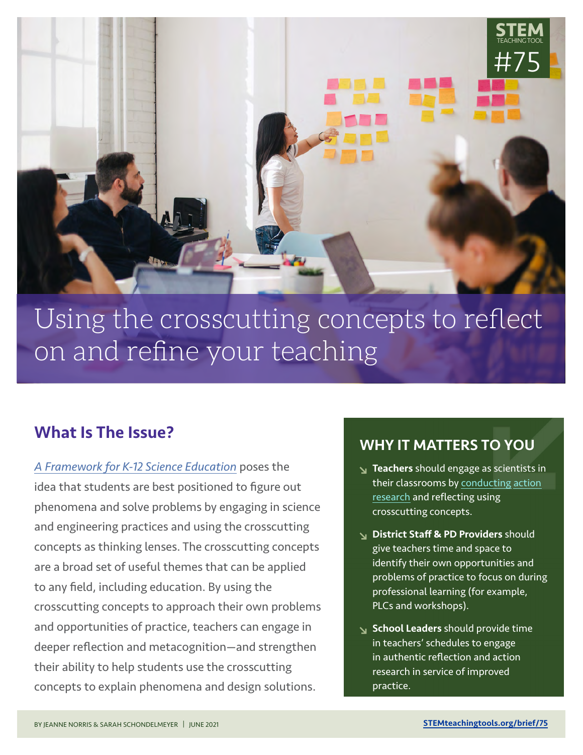STEM TEACHING TOOL #75

# Using the crosscutting concepts to reflect on and refine your teaching

## What Is The Issue?

*A Framework for K-12 Science Education* poses the idea that students are best positioned to figure out phenomena and solve problems by engaging in science and engineering practices and using the crosscutting concepts as thinking lenses. The crosscutting concepts are a broad set of useful themes that can be applied to any field, including education. By using the crosscutting concepts to approach their own problems and opportunities of practice, teachers can engage in deeper reflection and metacognition—and strengthen their ability to help students use the crosscutting concepts to explain phenomena and design solutions.

## WHY IT MATTERS TO YOU

- **Teachers** should engage as scientists in their classrooms by conducting action research and reflecting using crosscutting concepts.
- **District Staff & PD Providers** should give teachers time and space to identify their own opportunities and problems of practice to focus on during professional learning (for example, PLCs and workshops).
- **School Leaders** should provide time in teachers' schedules to engage in authentic reflection and action research in service of improved practice.

BY JEANNE NORRIS & SARAH SCHONDELMEYER | JUNE 2021

**STEMteachingtools.org/brief/75**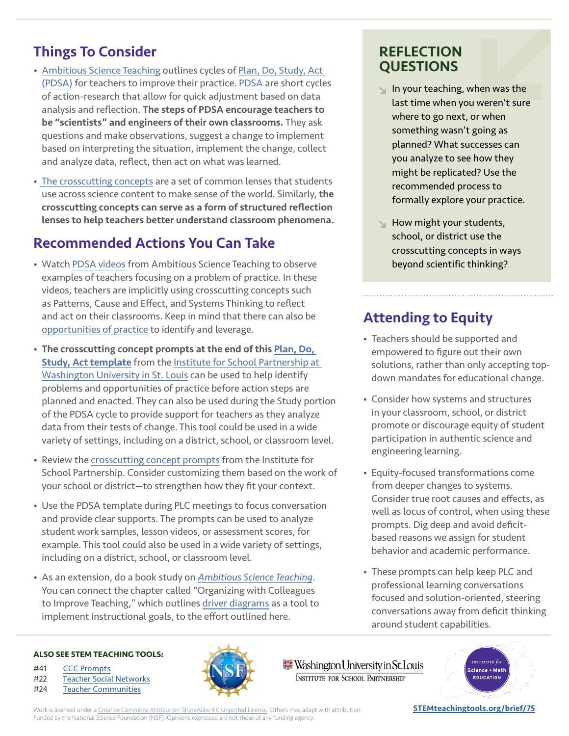## Things To Consider

- Ambitious Science Teaching outlines cycles of Plan, Do, Study, Act (PDSA) for teachers to improve their practice. PDSA are short cycles of action-research that allow for quick adjustment based on data analysis and reflection. **The steps of PDSA encourage teachers to be "scientists" and engineers of their own classrooms.** They ask questions and make observations, suggest a change to implement based on interpreting the situation, implement the change, collect and analyze data, reflect, then act on what was learned.
- The crosscutting concepts are a set of common lenses that students use across science content to make sense of the world. Similarly, **the crosscutting concepts can serve as a form of structured reflection lenses to help teachers better understand classroom phenomena.**

## Recommended Actions You Can Take

- Watch PDSA videos from Ambitious Science Teaching to observe examples of teachers focusing on a problem of practice. In these videos, teachers are implicitly using crosscutting concepts such as Patterns, Cause and Effect, and Systems Thinking to reflect and act on their classrooms. Keep in mind that there can also be opportunities of practice to identify and leverage.
- **The crosscutting concept prompts at the end of this Plan, Do, Study, Act template** from the Institute for School Partnership at Washington University in St. Louis can be used to help identify problems and opportunities of practice before action steps are planned and enacted. They can also be used during the Study portion of the PDSA cycle to provide support for teachers as they analyze data from their tests of change. This tool could be used in a wide variety of settings, including on a district, school, or classroom level.
- Review the crosscutting concept prompts from the Institute for School Partnership. Consider customizing them based on the work of your school or district—to strengthen how they fit your context.
- Use the PDSA template during PLC meetings to focus conversation and provide clear supports. The prompts can be used to analyze student work samples, lesson videos, or assessment scores, for example. This tool could also be used in a wide variety of settings, including on a district, school, or classroom level.
- As an extension, do a book study on *Ambitious Science Teaching*. You can connect the chapter called "Organizing with Colleagues to Improve Teaching," which outlines driver diagrams as a tool to implement instructional goals, to the effort outlined here.

## REFLECTION QUESTIONS

- In your teaching, when was the last time when you weren't sure where to go next, or when something wasn't going as planned? What successes can you analyze to see how they might be replicated? Use the recommended process to formally explore your practice.
- How might your students, school, or district use the crosscutting concepts in ways beyond scientific thinking?

## Attending to Equity

- Teachers should be supported and empowered to figure out their own solutions, rather than only accepting top-down mandates for educational change.
- Consider how systems and structures in your classroom, school, or district promote or discourage equity of student participation in authentic science and engineering learning.
- Equity-focused transformations come from deeper changes to systems. Consider true root causes and effects, as well as locus of control, when using these prompts. Dig deep and avoid deficit-based reasons we assign for student behavior and academic performance.
- These prompts can help keep PLC and professional learning conversations focused and solution-oriented, steering conversations away from deficit thinking around student capabilities.

**ALSO SEE STEM TEACHING TOOLS:**

#41 CCC Prompts
#22 Teacher Social Networks
#24 Teacher Communities

Washington University in St. Louis
Institute for School Partnership

Institute for Science + Math Education

Work is licensed under a Creative Commons Attribution-ShareAlike 4.0 Unported License. Others may adapt with attribution. Funded by the National Science Foundation (NSF). Opinions expressed are not those of any funding agency.

**STEMteachingtools.org/brief/75**